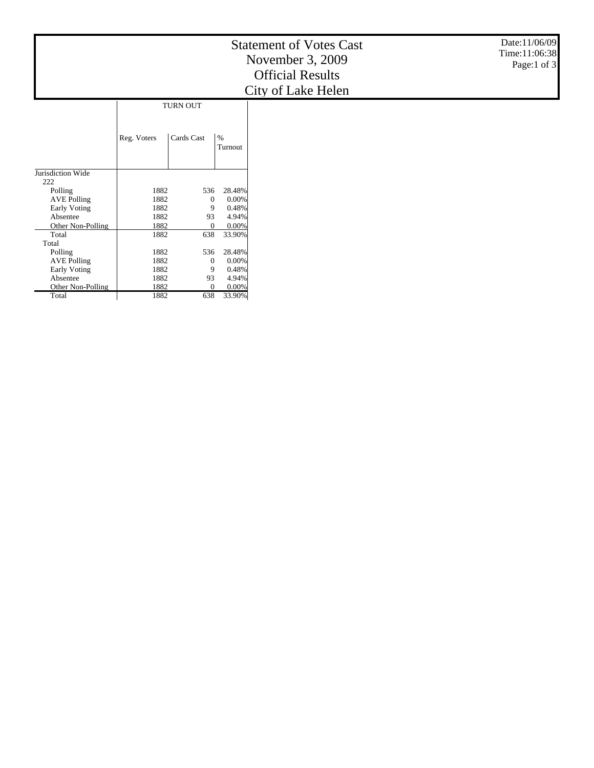# Statement of Votes Cast
# November 3, 2009
# Official Results
# City of Lake Helen

Date:11/06/09
Time:11:06:38

| | TURN OUT | | |
|---|---|---|---|
| | Reg. Voters | Cards Cast | % Turnout |
| Jurisdiction Wide | | | |
| 222 | | | |
| Polling | 1882 | 536 | 28.48% |
| AVE Polling | 1882 | 0 | 0.00% |
| Early Voting | 1882 | 9 | 0.48% |
| Absentee | 1882 | 93 | 4.94% |
| Other Non-Polling | 1882 | 0 | 0.00% |
| Total | 1882 | 638 | 33.90% |
| Total | | | |
| Polling | 1882 | 536 | 28.48% |
| AVE Polling | 1882 | 0 | 0.00% |
| Early Voting | 1882 | 9 | 0.48% |
| Absentee | 1882 | 93 | 4.94% |
| Other Non-Polling | 1882 | 0 | 0.00% |
| Total | 1882 | 638 | 33.90% |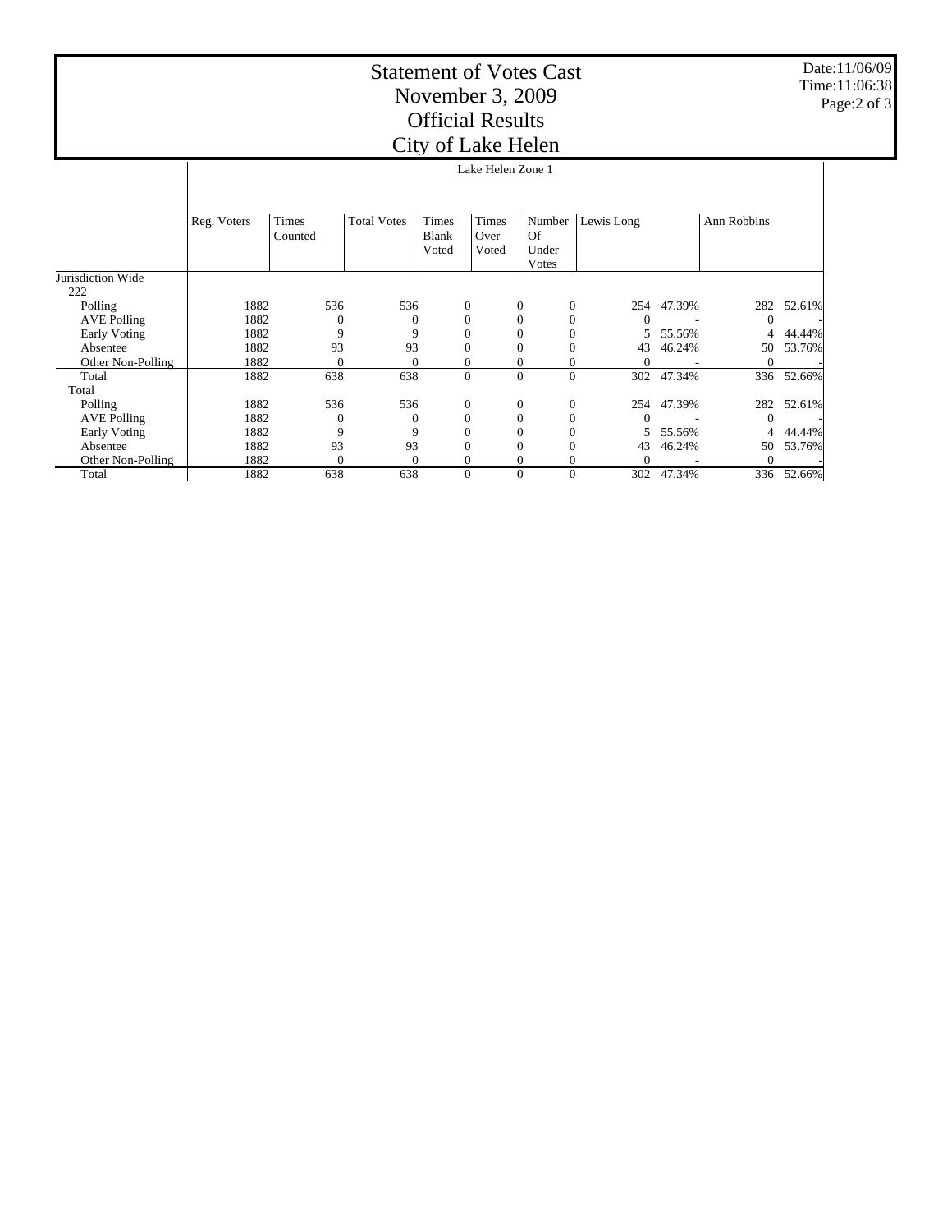# Statement of Votes Cast
## November 3, 2009
## Official Results
## City of Lake Helen

Date:11/06/09
Time:11:06:38

| | Lake Helen Zone 1 | | | | | | | | | |
|---|---|---|---|---|---|---|---|---|---|---|
| | Reg. Voters | Times Counted | Total Votes | Times Blank Voted | Times Over Voted | Number Of Under Votes | Lewis Long | | Ann Robbins | |
| Jurisdiction Wide | | | | | | | | | | |
| 222 | | | | | | | | | | |
| Polling | 1882 | 536 | 536 | 0 | 0 | 0 | 254 | 47.39% | 282 | 52.61% |
| AVE Polling | 1882 | 0 | 0 | 0 | 0 | 0 | 0 | - | 0 | - |
| Early Voting | 1882 | 9 | 9 | 0 | 0 | 0 | 5 | 55.56% | 4 | 44.44% |
| Absentee | 1882 | 93 | 93 | 0 | 0 | 0 | 43 | 46.24% | 50 | 53.76% |
| Other Non-Polling | 1882 | 0 | 0 | 0 | 0 | 0 | 0 | - | 0 | - |
| Total | 1882 | 638 | 638 | 0 | 0 | 0 | 302 | 47.34% | 336 | 52.66% |
| Total | | | | | | | | | | |
| Polling | 1882 | 536 | 536 | 0 | 0 | 0 | 254 | 47.39% | 282 | 52.61% |
| AVE Polling | 1882 | 0 | 0 | 0 | 0 | 0 | 0 | - | 0 | - |
| Early Voting | 1882 | 9 | 9 | 0 | 0 | 0 | 5 | 55.56% | 4 | 44.44% |
| Absentee | 1882 | 93 | 93 | 0 | 0 | 0 | 43 | 46.24% | 50 | 53.76% |
| Other Non-Polling | 1882 | 0 | 0 | 0 | 0 | 0 | 0 | - | 0 | - |
| Total | 1882 | 638 | 638 | 0 | 0 | 0 | 302 | 47.34% | 336 | 52.66% |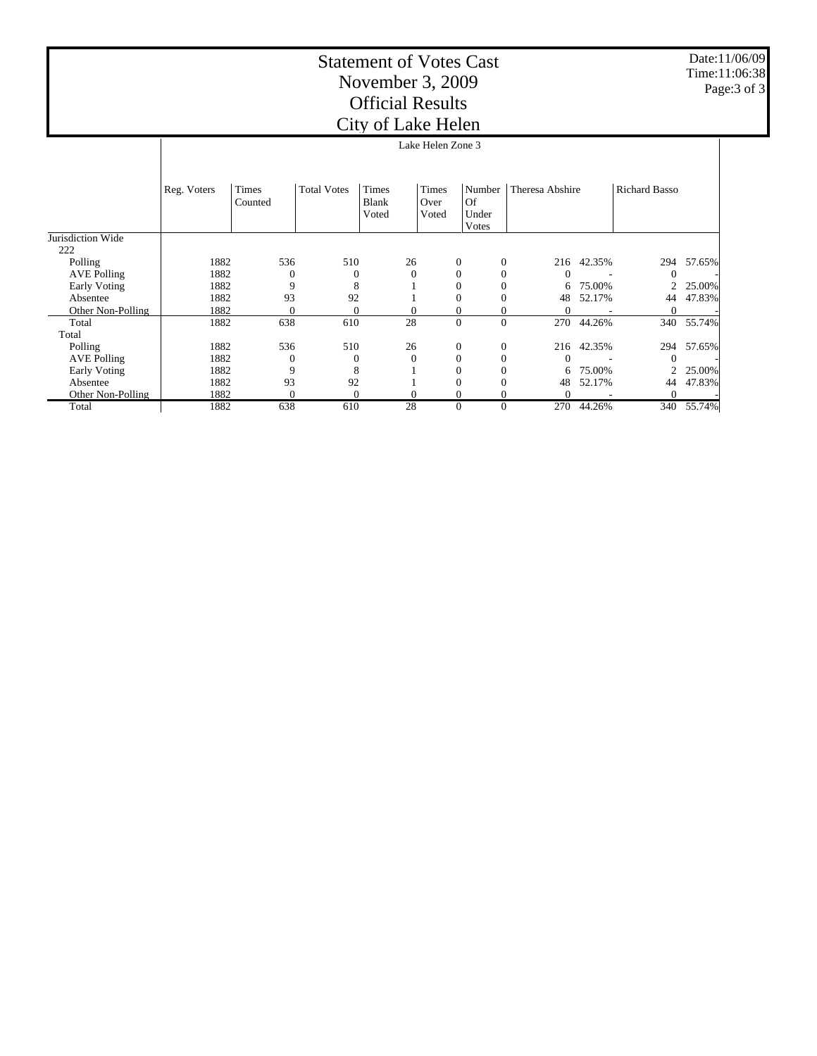# Statement of Votes Cast
# November 3, 2009
# Official Results
# City of Lake Helen

Date:11/06/09
Time:11:06:38

Lake Helen Zone 3

| | Reg. Voters | Times Counted | Total Votes | Times Blank Voted | Times Over Voted | Number Of Under Votes | Theresa Abshire | | Richard Basso | |
|---|---|---|---|---|---|---|---|---|---|---|
| Jurisdiction Wide | | | | | | | | | | |
| 222 | | | | | | | | | | |
| Polling | 1882 | 536 | 510 | 26 | 0 | 0 | 216 | 42.35% | 294 | 57.65% |
| AVE Polling | 1882 | 0 | 0 | 0 | 0 | 0 | 0 | - | 0 | - |
| Early Voting | 1882 | 9 | 8 | 1 | 0 | 0 | 6 | 75.00% | 2 | 25.00% |
| Absentee | 1882 | 93 | 92 | 1 | 0 | 0 | 48 | 52.17% | 44 | 47.83% |
| Other Non-Polling | 1882 | 0 | 0 | 0 | 0 | 0 | 0 | - | 0 | - |
| Total | 1882 | 638 | 610 | 28 | 0 | 0 | 270 | 44.26% | 340 | 55.74% |
| Total | | | | | | | | | | |
| Polling | 1882 | 536 | 510 | 26 | 0 | 0 | 216 | 42.35% | 294 | 57.65% |
| AVE Polling | 1882 | 0 | 0 | 0 | 0 | 0 | 0 | - | 0 | - |
| Early Voting | 1882 | 9 | 8 | 1 | 0 | 0 | 6 | 75.00% | 2 | 25.00% |
| Absentee | 1882 | 93 | 92 | 1 | 0 | 0 | 48 | 52.17% | 44 | 47.83% |
| Other Non-Polling | 1882 | 0 | 0 | 0 | 0 | 0 | 0 | - | 0 | - |
| Total | 1882 | 638 | 610 | 28 | 0 | 0 | 270 | 44.26% | 340 | 55.74% |